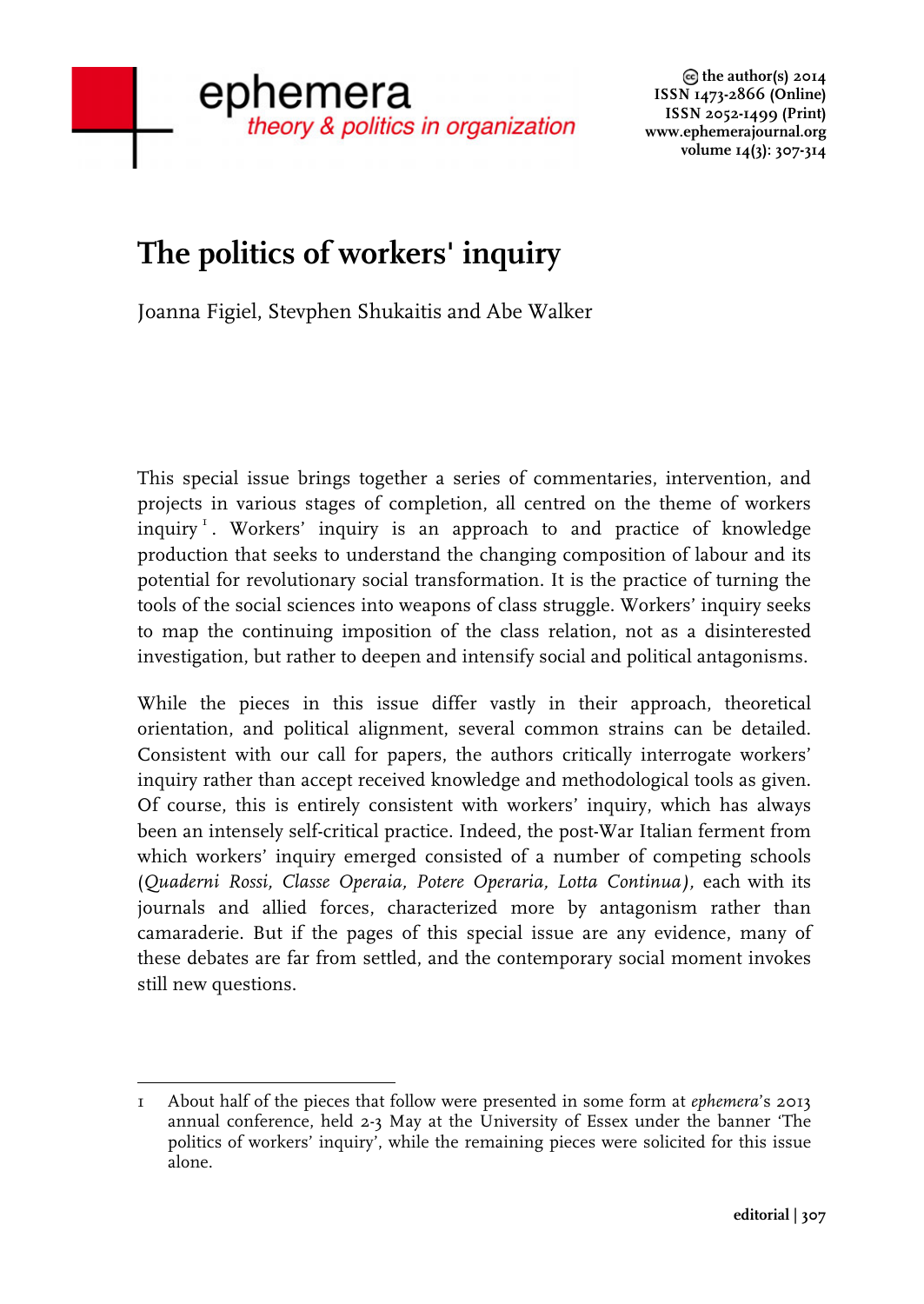# The politics of workers' inquiry

Joanna Figiel, Stevphen Shukaitis and Abe Walker

This special issue brings together a series of commentaries, intervention, and projects in various stages of completion, all centred on the theme of workers inquiry [1]. Workers' inquiry is an approach to and practice of knowledge production that seeks to understand the changing composition of labour and its potential for revolutionary social transformation. It is the practice of turning the tools of the social sciences into weapons of class struggle. Workers' inquiry seeks to map the continuing imposition of the class relation, not as a disinterested investigation, but rather to deepen and intensify social and political antagonisms.

While the pieces in this issue differ vastly in their approach, theoretical orientation, and political alignment, several common strains can be detailed. Consistent with our call for papers, the authors critically interrogate workers' inquiry rather than accept received knowledge and methodological tools as given. Of course, this is entirely consistent with workers' inquiry, which has always been an intensely self-critical practice. Indeed, the post-War Italian ferment from which workers' inquiry emerged consisted of a number of competing schools (*Quaderni Rossi, Classe Operaia, Potere Operaria, Lotta Continua*), each with its journals and allied forces, characterized more by antagonism rather than camaraderie. But if the pages of this special issue are any evidence, many of these debates are far from settled, and the contemporary social moment invokes still new questions.

---

1 About half of the pieces that follow were presented in some form at *ephemera*'s 2013 annual conference, held 2-3 May at the University of Essex under the banner 'The politics of workers' inquiry', while the remaining pieces were solicited for this issue alone.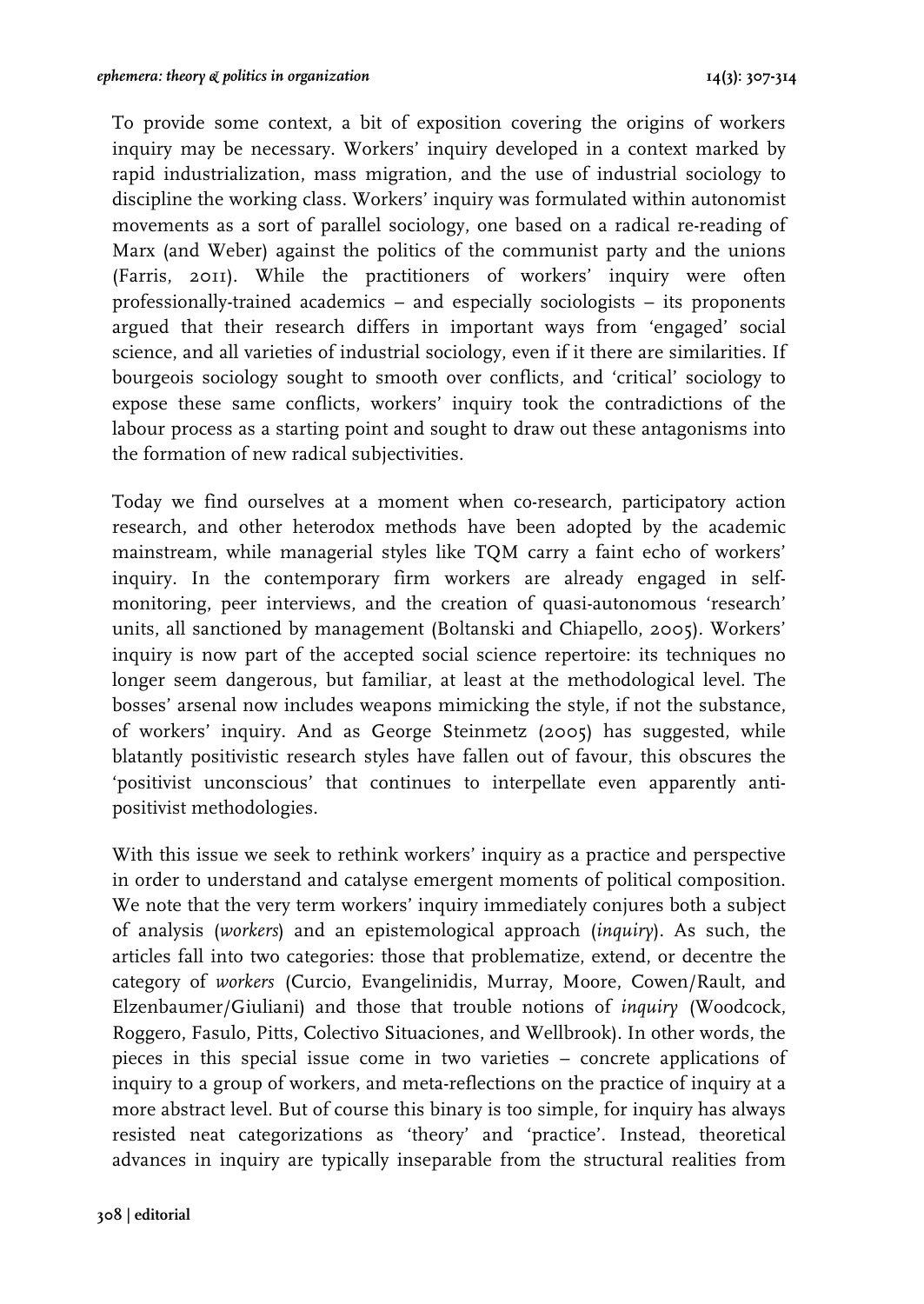To provide some context, a bit of exposition covering the origins of workers inquiry may be necessary. Workers' inquiry developed in a context marked by rapid industrialization, mass migration, and the use of industrial sociology to discipline the working class. Workers' inquiry was formulated within autonomist movements as a sort of parallel sociology, one based on a radical re-reading of Marx (and Weber) against the politics of the communist party and the unions (Farris, 2011). While the practitioners of workers' inquiry were often professionally-trained academics – and especially sociologists – its proponents argued that their research differs in important ways from 'engaged' social science, and all varieties of industrial sociology, even if it there are similarities. If bourgeois sociology sought to smooth over conflicts, and 'critical' sociology to expose these same conflicts, workers' inquiry took the contradictions of the labour process as a starting point and sought to draw out these antagonisms into the formation of new radical subjectivities.

Today we find ourselves at a moment when co-research, participatory action research, and other heterodox methods have been adopted by the academic mainstream, while managerial styles like TQM carry a faint echo of workers' inquiry. In the contemporary firm workers are already engaged in self-monitoring, peer interviews, and the creation of quasi-autonomous 'research' units, all sanctioned by management (Boltanski and Chiapello, 2005). Workers' inquiry is now part of the accepted social science repertoire: its techniques no longer seem dangerous, but familiar, at least at the methodological level. The bosses' arsenal now includes weapons mimicking the style, if not the substance, of workers' inquiry. And as George Steinmetz (2005) has suggested, while blatantly positivistic research styles have fallen out of favour, this obscures the 'positivist unconscious' that continues to interpellate even apparently anti-positivist methodologies.

With this issue we seek to rethink workers' inquiry as a practice and perspective in order to understand and catalyse emergent moments of political composition. We note that the very term workers' inquiry immediately conjures both a subject of analysis (*workers*) and an epistemological approach (*inquiry*). As such, the articles fall into two categories: those that problematize, extend, or decentre the category of *workers* (Curcio, Evangelinidis, Murray, Moore, Cowen/Rault, and Elzenbaumer/Giuliani) and those that trouble notions of *inquiry* (Woodcock, Roggero, Fasulo, Pitts, Colectivo Situaciones, and Wellbrook). In other words, the pieces in this special issue come in two varieties – concrete applications of inquiry to a group of workers, and meta-reflections on the practice of inquiry at a more abstract level. But of course this binary is too simple, for inquiry has always resisted neat categorizations as 'theory' and 'practice'. Instead, theoretical advances in inquiry are typically inseparable from the structural realities from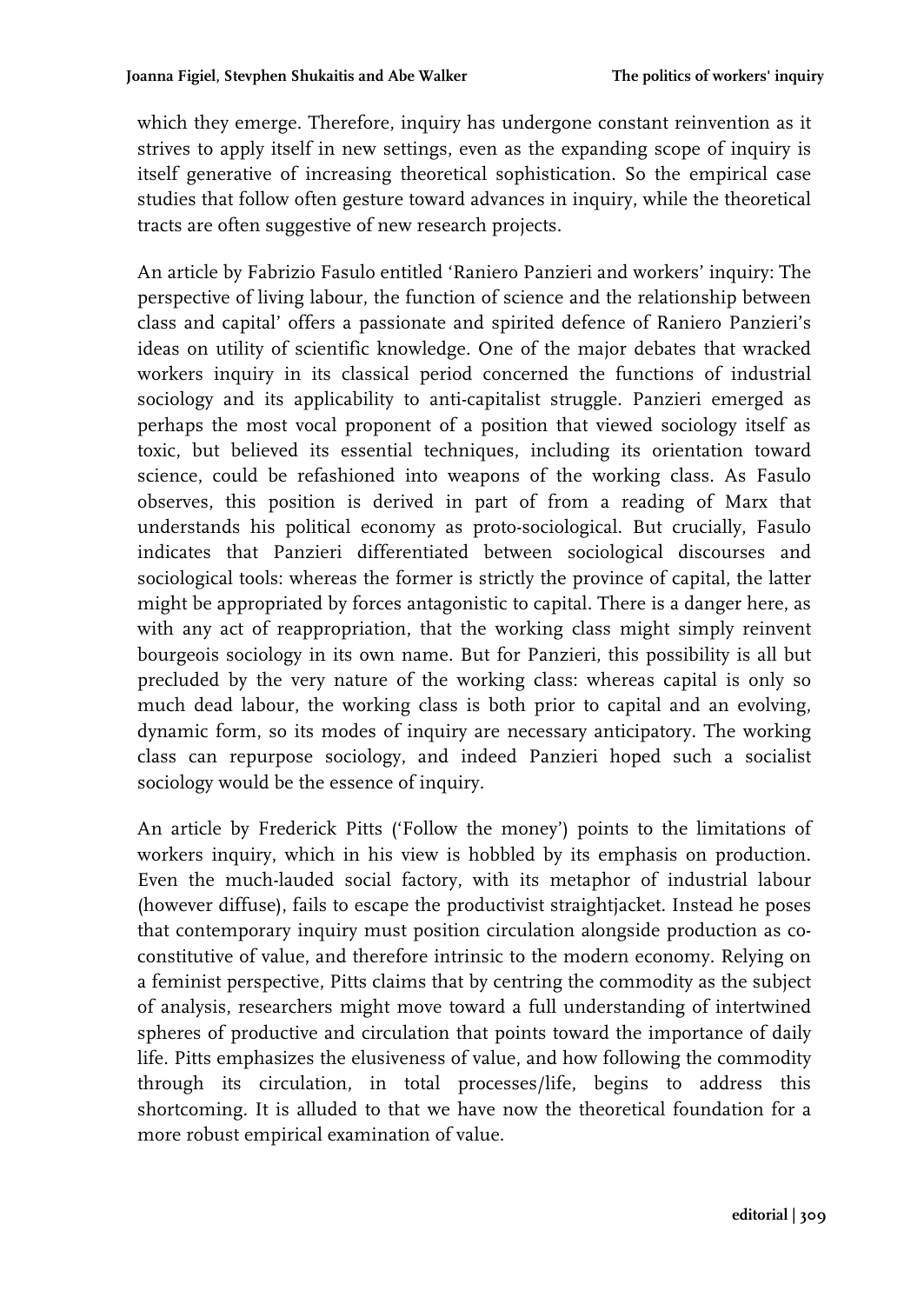which they emerge. Therefore, inquiry has undergone constant reinvention as it strives to apply itself in new settings, even as the expanding scope of inquiry is itself generative of increasing theoretical sophistication. So the empirical case studies that follow often gesture toward advances in inquiry, while the theoretical tracts are often suggestive of new research projects.

An article by Fabrizio Fasulo entitled 'Raniero Panzieri and workers' inquiry: The perspective of living labour, the function of science and the relationship between class and capital' offers a passionate and spirited defence of Raniero Panzieri's ideas on utility of scientific knowledge. One of the major debates that wracked workers inquiry in its classical period concerned the functions of industrial sociology and its applicability to anti-capitalist struggle. Panzieri emerged as perhaps the most vocal proponent of a position that viewed sociology itself as toxic, but believed its essential techniques, including its orientation toward science, could be refashioned into weapons of the working class. As Fasulo observes, this position is derived in part of from a reading of Marx that understands his political economy as proto-sociological. But crucially, Fasulo indicates that Panzieri differentiated between sociological discourses and sociological tools: whereas the former is strictly the province of capital, the latter might be appropriated by forces antagonistic to capital. There is a danger here, as with any act of reappropriation, that the working class might simply reinvent bourgeois sociology in its own name. But for Panzieri, this possibility is all but precluded by the very nature of the working class: whereas capital is only so much dead labour, the working class is both prior to capital and an evolving, dynamic form, so its modes of inquiry are necessary anticipatory. The working class can repurpose sociology, and indeed Panzieri hoped such a socialist sociology would be the essence of inquiry.

An article by Frederick Pitts ('Follow the money') points to the limitations of workers inquiry, which in his view is hobbled by its emphasis on production. Even the much-lauded social factory, with its metaphor of industrial labour (however diffuse), fails to escape the productivist straightjacket. Instead he poses that contemporary inquiry must position circulation alongside production as co-constitutive of value, and therefore intrinsic to the modern economy. Relying on a feminist perspective, Pitts claims that by centring the commodity as the subject of analysis, researchers might move toward a full understanding of intertwined spheres of productive and circulation that points toward the importance of daily life. Pitts emphasizes the elusiveness of value, and how following the commodity through its circulation, in total processes/life, begins to address this shortcoming. It is alluded to that we have now the theoretical foundation for a more robust empirical examination of value.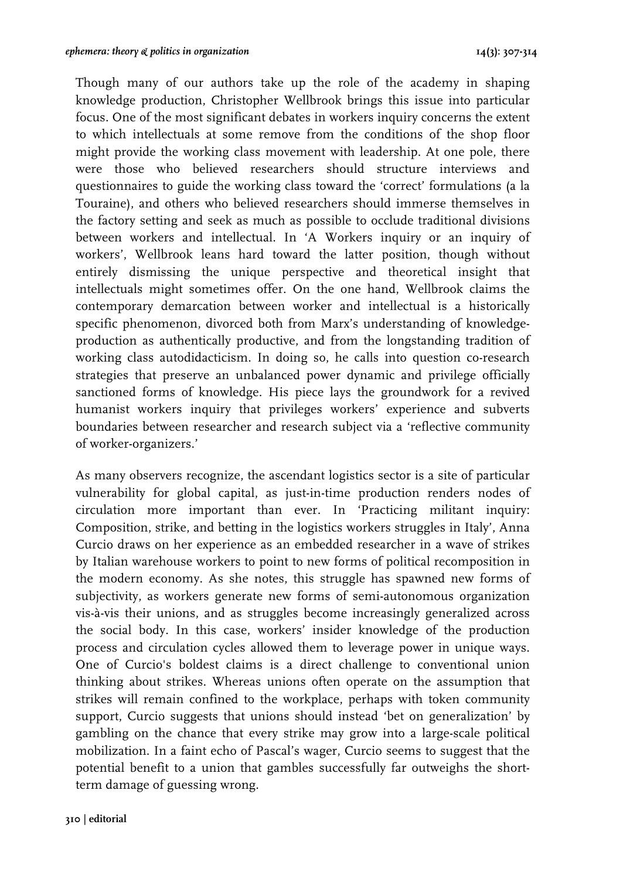Though many of our authors take up the role of the academy in shaping knowledge production, Christopher Wellbrook brings this issue into particular focus. One of the most significant debates in workers inquiry concerns the extent to which intellectuals at some remove from the conditions of the shop floor might provide the working class movement with leadership. At one pole, there were those who believed researchers should structure interviews and questionnaires to guide the working class toward the 'correct' formulations (a la Touraine), and others who believed researchers should immerse themselves in the factory setting and seek as much as possible to occlude traditional divisions between workers and intellectual. In 'A Workers inquiry or an inquiry of workers', Wellbrook leans hard toward the latter position, though without entirely dismissing the unique perspective and theoretical insight that intellectuals might sometimes offer. On the one hand, Wellbrook claims the contemporary demarcation between worker and intellectual is a historically specific phenomenon, divorced both from Marx's understanding of knowledge-production as authentically productive, and from the longstanding tradition of working class autodidacticism. In doing so, he calls into question co-research strategies that preserve an unbalanced power dynamic and privilege officially sanctioned forms of knowledge. His piece lays the groundwork for a revived humanist workers inquiry that privileges workers' experience and subverts boundaries between researcher and research subject via a 'reflective community of worker-organizers.'

As many observers recognize, the ascendant logistics sector is a site of particular vulnerability for global capital, as just-in-time production renders nodes of circulation more important than ever. In 'Practicing militant inquiry: Composition, strike, and betting in the logistics workers struggles in Italy', Anna Curcio draws on her experience as an embedded researcher in a wave of strikes by Italian warehouse workers to point to new forms of political recomposition in the modern economy. As she notes, this struggle has spawned new forms of subjectivity, as workers generate new forms of semi-autonomous organization vis-à-vis their unions, and as struggles become increasingly generalized across the social body. In this case, workers' insider knowledge of the production process and circulation cycles allowed them to leverage power in unique ways. One of Curcio's boldest claims is a direct challenge to conventional union thinking about strikes. Whereas unions often operate on the assumption that strikes will remain confined to the workplace, perhaps with token community support, Curcio suggests that unions should instead 'bet on generalization' by gambling on the chance that every strike may grow into a large-scale political mobilization. In a faint echo of Pascal's wager, Curcio seems to suggest that the potential benefit to a union that gambles successfully far outweighs the short-term damage of guessing wrong.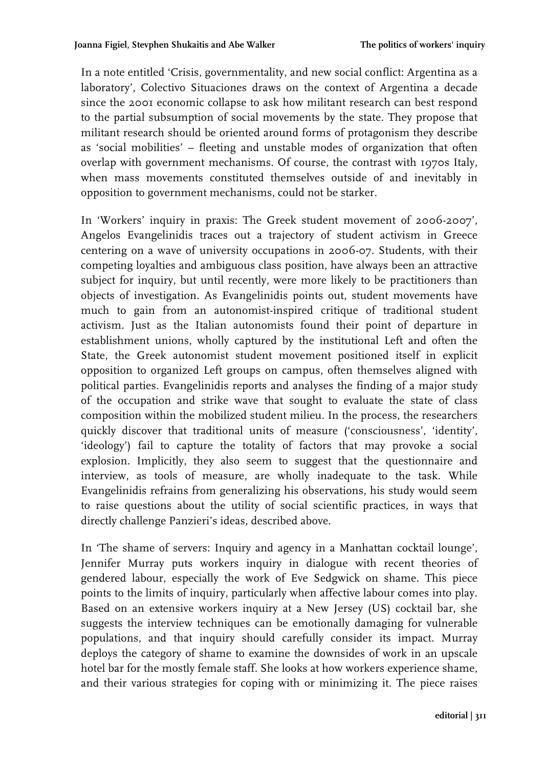In a note entitled 'Crisis, governmentality, and new social conflict: Argentina as a laboratory', Colectivo Situaciones draws on the context of Argentina a decade since the 2001 economic collapse to ask how militant research can best respond to the partial subsumption of social movements by the state. They propose that militant research should be oriented around forms of protagonism they describe as 'social mobilities' – fleeting and unstable modes of organization that often overlap with government mechanisms. Of course, the contrast with 1970s Italy, when mass movements constituted themselves outside of and inevitably in opposition to government mechanisms, could not be starker.

In 'Workers' inquiry in praxis: The Greek student movement of 2006-2007', Angelos Evangelinidis traces out a trajectory of student activism in Greece centering on a wave of university occupations in 2006-07. Students, with their competing loyalties and ambiguous class position, have always been an attractive subject for inquiry, but until recently, were more likely to be practitioners than objects of investigation. As Evangelinidis points out, student movements have much to gain from an autonomist-inspired critique of traditional student activism. Just as the Italian autonomists found their point of departure in establishment unions, wholly captured by the institutional Left and often the State, the Greek autonomist student movement positioned itself in explicit opposition to organized Left groups on campus, often themselves aligned with political parties. Evangelinidis reports and analyses the finding of a major study of the occupation and strike wave that sought to evaluate the state of class composition within the mobilized student milieu. In the process, the researchers quickly discover that traditional units of measure ('consciousness', 'identity', 'ideology') fail to capture the totality of factors that may provoke a social explosion. Implicitly, they also seem to suggest that the questionnaire and interview, as tools of measure, are wholly inadequate to the task. While Evangelinidis refrains from generalizing his observations, his study would seem to raise questions about the utility of social scientific practices, in ways that directly challenge Panzieri's ideas, described above.

In 'The shame of servers: Inquiry and agency in a Manhattan cocktail lounge', Jennifer Murray puts workers inquiry in dialogue with recent theories of gendered labour, especially the work of Eve Sedgwick on shame. This piece points to the limits of inquiry, particularly when affective labour comes into play. Based on an extensive workers inquiry at a New Jersey (US) cocktail bar, she suggests the interview techniques can be emotionally damaging for vulnerable populations, and that inquiry should carefully consider its impact. Murray deploys the category of shame to examine the downsides of work in an upscale hotel bar for the mostly female staff. She looks at how workers experience shame, and their various strategies for coping with or minimizing it. The piece raises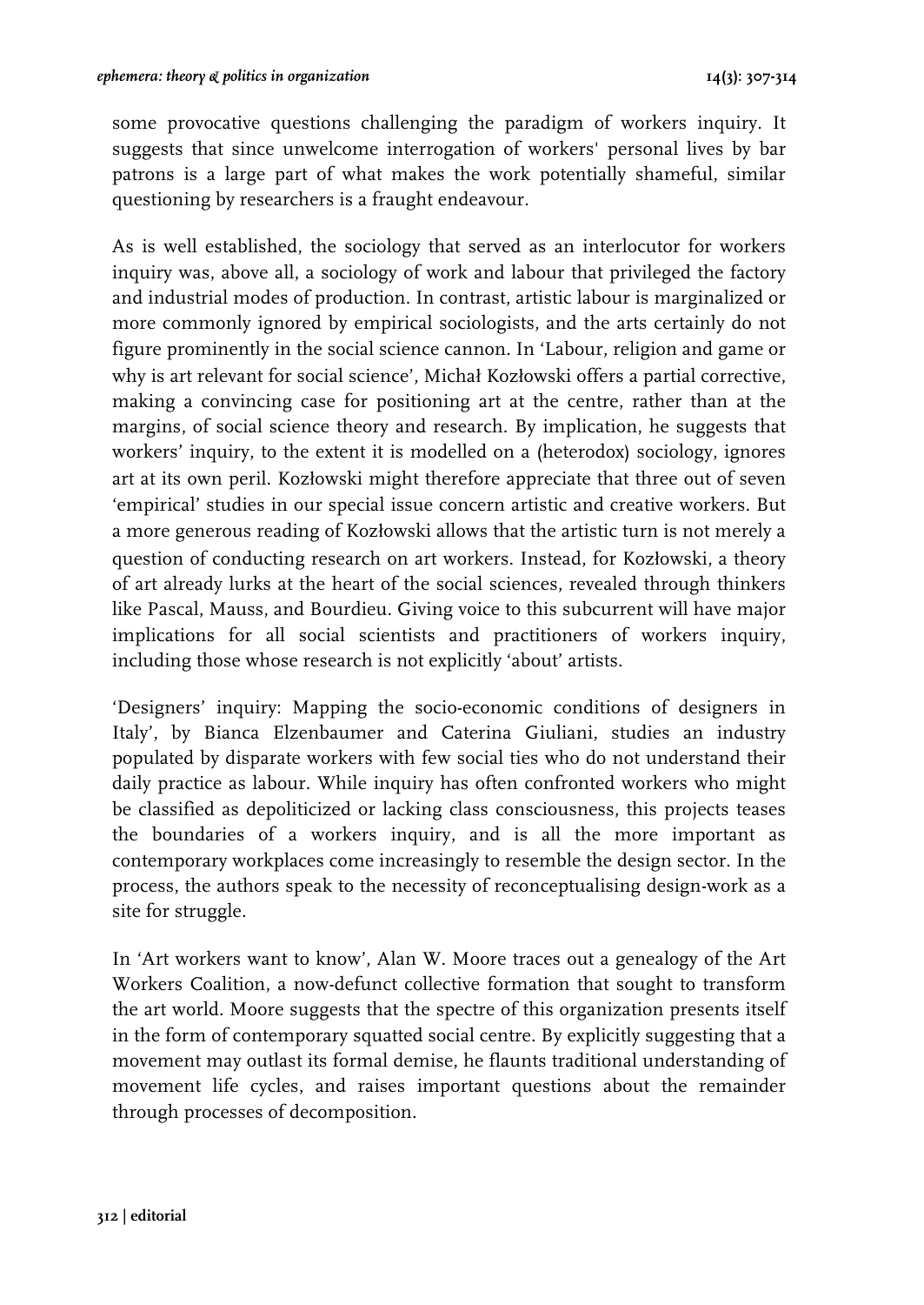some provocative questions challenging the paradigm of workers inquiry. It suggests that since unwelcome interrogation of workers' personal lives by bar patrons is a large part of what makes the work potentially shameful, similar questioning by researchers is a fraught endeavour.

As is well established, the sociology that served as an interlocutor for workers inquiry was, above all, a sociology of work and labour that privileged the factory and industrial modes of production. In contrast, artistic labour is marginalized or more commonly ignored by empirical sociologists, and the arts certainly do not figure prominently in the social science cannon. In 'Labour, religion and game or why is art relevant for social science', Michał Kozłowski offers a partial corrective, making a convincing case for positioning art at the centre, rather than at the margins, of social science theory and research. By implication, he suggests that workers' inquiry, to the extent it is modelled on a (heterodox) sociology, ignores art at its own peril. Kozłowski might therefore appreciate that three out of seven 'empirical' studies in our special issue concern artistic and creative workers. But a more generous reading of Kozłowski allows that the artistic turn is not merely a question of conducting research on art workers. Instead, for Kozłowski, a theory of art already lurks at the heart of the social sciences, revealed through thinkers like Pascal, Mauss, and Bourdieu. Giving voice to this subcurrent will have major implications for all social scientists and practitioners of workers inquiry, including those whose research is not explicitly 'about' artists.

'Designers' inquiry: Mapping the socio-economic conditions of designers in Italy', by Bianca Elzenbaumer and Caterina Giuliani, studies an industry populated by disparate workers with few social ties who do not understand their daily practice as labour. While inquiry has often confronted workers who might be classified as depoliticized or lacking class consciousness, this projects teases the boundaries of a workers inquiry, and is all the more important as contemporary workplaces come increasingly to resemble the design sector. In the process, the authors speak to the necessity of reconceptualising design-work as a site for struggle.

In 'Art workers want to know', Alan W. Moore traces out a genealogy of the Art Workers Coalition, a now-defunct collective formation that sought to transform the art world. Moore suggests that the spectre of this organization presents itself in the form of contemporary squatted social centre. By explicitly suggesting that a movement may outlast its formal demise, he flaunts traditional understanding of movement life cycles, and raises important questions about the remainder through processes of decomposition.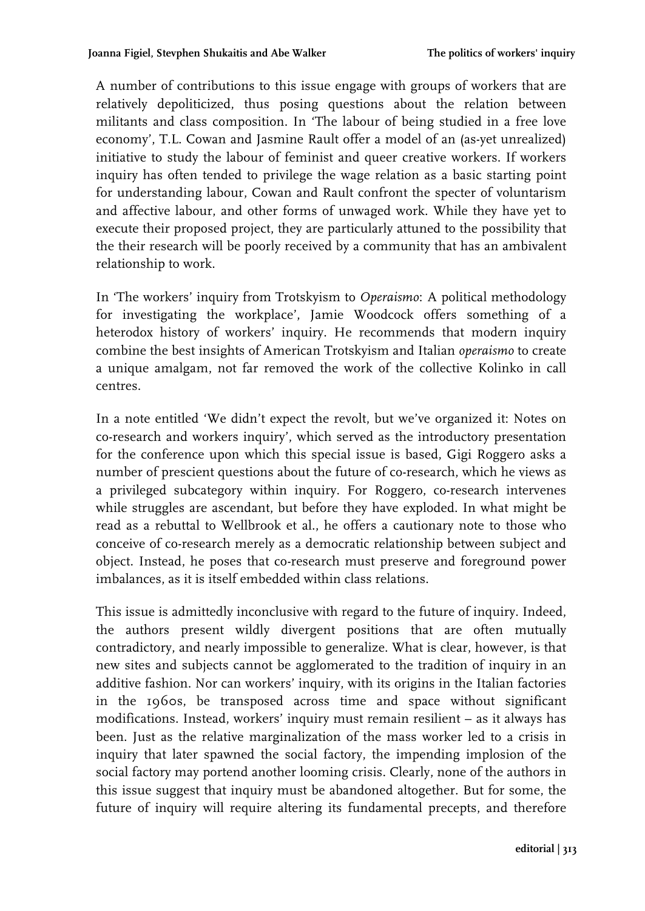A number of contributions to this issue engage with groups of workers that are relatively depoliticized, thus posing questions about the relation between militants and class composition. In 'The labour of being studied in a free love economy', T.L. Cowan and Jasmine Rault offer a model of an (as-yet unrealized) initiative to study the labour of feminist and queer creative workers. If workers inquiry has often tended to privilege the wage relation as a basic starting point for understanding labour, Cowan and Rault confront the specter of voluntarism and affective labour, and other forms of unwaged work. While they have yet to execute their proposed project, they are particularly attuned to the possibility that the their research will be poorly received by a community that has an ambivalent relationship to work.

In 'The workers' inquiry from Trotskyism to *Operaismo*: A political methodology for investigating the workplace', Jamie Woodcock offers something of a heterodox history of workers' inquiry. He recommends that modern inquiry combine the best insights of American Trotskyism and Italian *operaismo* to create a unique amalgam, not far removed the work of the collective Kolinko in call centres.

In a note entitled 'We didn't expect the revolt, but we've organized it: Notes on co-research and workers inquiry', which served as the introductory presentation for the conference upon which this special issue is based, Gigi Roggero asks a number of prescient questions about the future of co-research, which he views as a privileged subcategory within inquiry. For Roggero, co-research intervenes while struggles are ascendant, but before they have exploded. In what might be read as a rebuttal to Wellbrook et al., he offers a cautionary note to those who conceive of co-research merely as a democratic relationship between subject and object. Instead, he poses that co-research must preserve and foreground power imbalances, as it is itself embedded within class relations.

This issue is admittedly inconclusive with regard to the future of inquiry. Indeed, the authors present wildly divergent positions that are often mutually contradictory, and nearly impossible to generalize. What is clear, however, is that new sites and subjects cannot be agglomerated to the tradition of inquiry in an additive fashion. Nor can workers' inquiry, with its origins in the Italian factories in the 1960s, be transposed across time and space without significant modifications. Instead, workers' inquiry must remain resilient – as it always has been. Just as the relative marginalization of the mass worker led to a crisis in inquiry that later spawned the social factory, the impending implosion of the social factory may portend another looming crisis. Clearly, none of the authors in this issue suggest that inquiry must be abandoned altogether. But for some, the future of inquiry will require altering its fundamental precepts, and therefore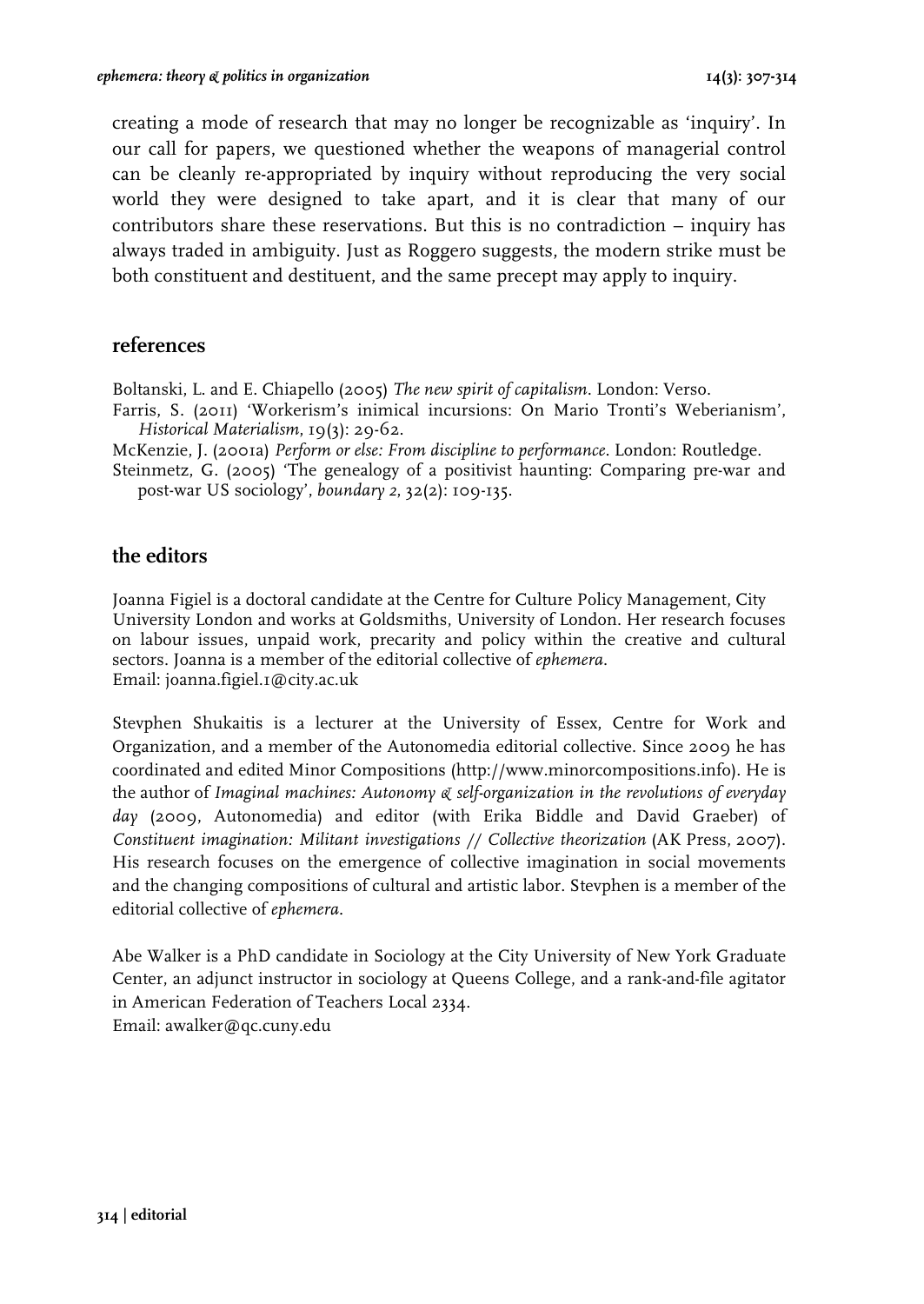creating a mode of research that may no longer be recognizable as 'inquiry'. In our call for papers, we questioned whether the weapons of managerial control can be cleanly re-appropriated by inquiry without reproducing the very social world they were designed to take apart, and it is clear that many of our contributors share these reservations. But this is no contradiction – inquiry has always traded in ambiguity. Just as Roggero suggests, the modern strike must be both constituent and destituent, and the same precept may apply to inquiry.

## references

Boltanski, L. and E. Chiapello (2005) *The new spirit of capitalism*. London: Verso.

Farris, S. (2011) 'Workerism's inimical incursions: On Mario Tronti's Weberianism', *Historical Materialism*, 19(3): 29-62.

McKenzie, J. (2001a) *Perform or else: From discipline to performance*. London: Routledge.

Steinmetz, G. (2005) 'The genealogy of a positivist haunting: Comparing pre-war and post-war US sociology', *boundary 2*, 32(2): 109-135.

## the editors

Joanna Figiel is a doctoral candidate at the Centre for Culture Policy Management, City University London and works at Goldsmiths, University of London. Her research focuses on labour issues, unpaid work, precarity and policy within the creative and cultural sectors. Joanna is a member of the editorial collective of *ephemera*.
Email: joanna.figiel.1@city.ac.uk

Stevphen Shukaitis is a lecturer at the University of Essex, Centre for Work and Organization, and a member of the Autonomedia editorial collective. Since 2009 he has coordinated and edited Minor Compositions (http://www.minorcompositions.info). He is the author of *Imaginal machines: Autonomy & self-organization in the revolutions of everyday day* (2009, Autonomedia) and editor (with Erika Biddle and David Graeber) of *Constituent imagination: Militant investigations // Collective theorization* (AK Press, 2007). His research focuses on the emergence of collective imagination in social movements and the changing compositions of cultural and artistic labor. Stevphen is a member of the editorial collective of *ephemera*.

Abe Walker is a PhD candidate in Sociology at the City University of New York Graduate Center, an adjunct instructor in sociology at Queens College, and a rank-and-file agitator in American Federation of Teachers Local 2334.
Email: awalker@qc.cuny.edu